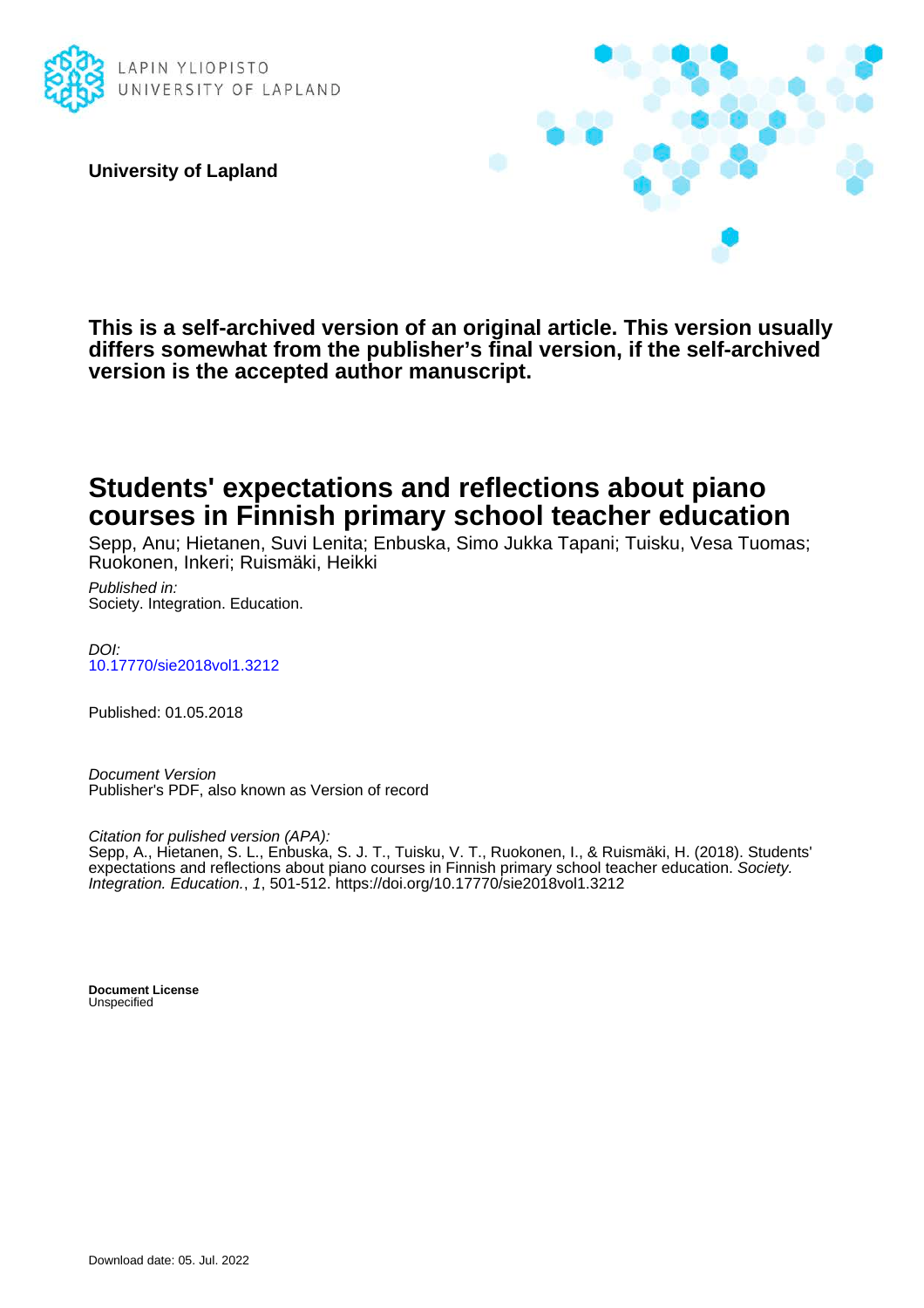LAPIN YLIOPISTO
UNIVERSITY OF LAPLAND

**University of Lapland**

**This is a self-archived version of an original article. This version usually differs somewhat from the publisher's final version, if the self-archived version is the accepted author manuscript.**

# Students' expectations and reflections about piano courses in Finnish primary school teacher education

Sepp, Anu; Hietanen, Suvi Lenita; Enbuska, Simo Jukka Tapani; Tuisku, Vesa Tuomas; Ruokonen, Inkeri; Ruismäki, Heikki

*Published in:*
Society. Integration. Education.

*DOI:*
10.17770/sie2018vol1.3212

Published: 01.05.2018

*Document Version*
Publisher's PDF, also known as Version of record

*Citation for pulished version (APA):*
Sepp, A., Hietanen, S. L., Enbuska, S. J. T., Tuisku, V. T., Ruokonen, I., & Ruismäki, H. (2018). Students' expectations and reflections about piano courses in Finnish primary school teacher education. *Society. Integration. Education.*, *1*, 501-512. https://doi.org/10.17770/sie2018vol1.3212

**Document License**
Unspecified

Download date: 05. Jul. 2022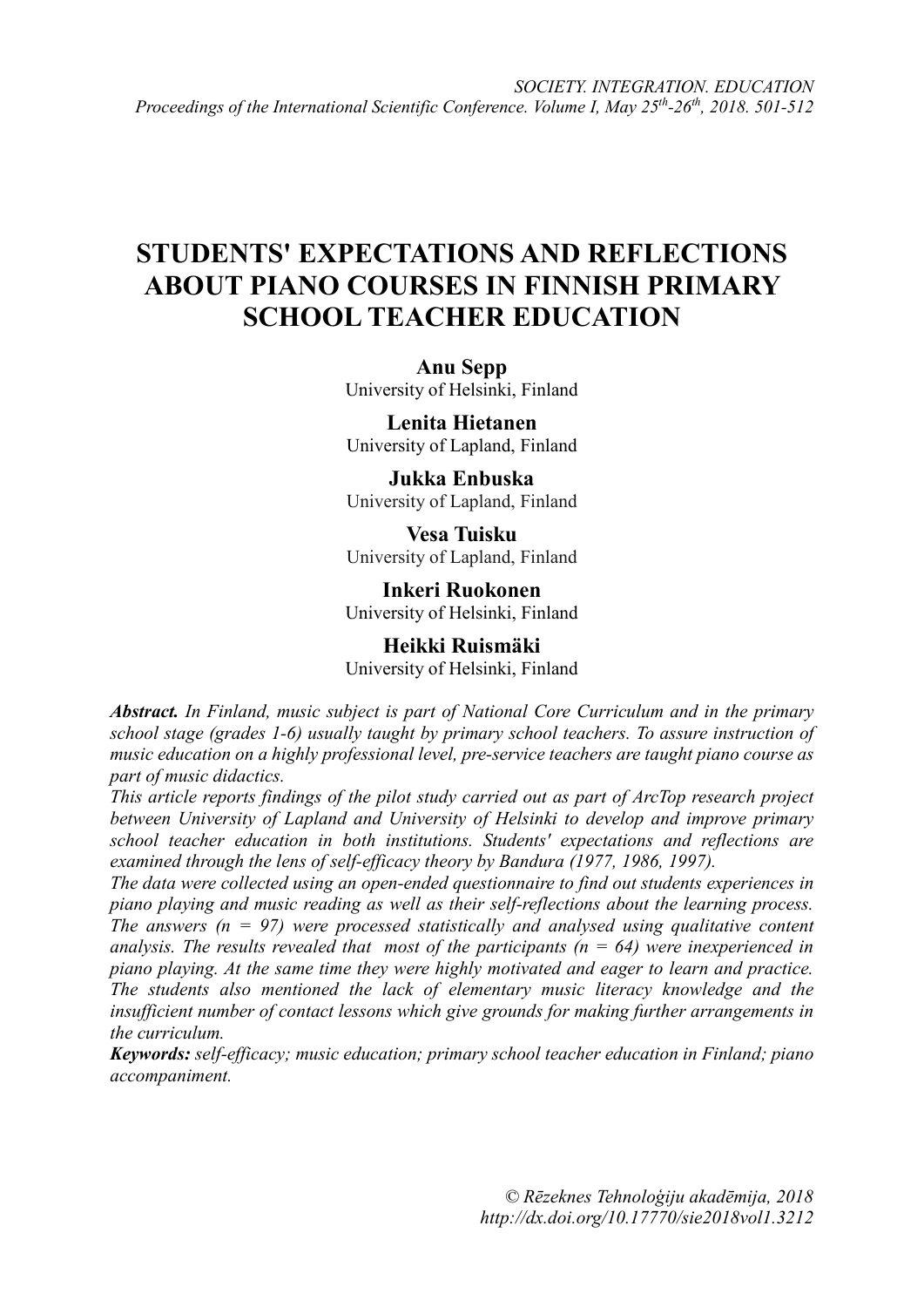# STUDENTS' EXPECTATIONS AND REFLECTIONS ABOUT PIANO COURSES IN FINNISH PRIMARY SCHOOL TEACHER EDUCATION

**Anu Sepp**
University of Helsinki, Finland

**Lenita Hietanen**
University of Lapland, Finland

**Jukka Enbuska**
University of Lapland, Finland

**Vesa Tuisku**
University of Lapland, Finland

**Inkeri Ruokonen**
University of Helsinki, Finland

**Heikki Ruismäki**
University of Helsinki, Finland

***Abstract.*** *In Finland, music subject is part of National Core Curriculum and in the primary school stage (grades 1-6) usually taught by primary school teachers. To assure instruction of music education on a highly professional level, pre-service teachers are taught piano course as part of music didactics.*

*This article reports findings of the pilot study carried out as part of ArcTop research project between University of Lapland and University of Helsinki to develop and improve primary school teacher education in both institutions. Students' expectations and reflections are examined through the lens of self-efficacy theory by Bandura (1977, 1986, 1997).*

*The data were collected using an open-ended questionnaire to find out students experiences in piano playing and music reading as well as their self-reflections about the learning process. The answers (n = 97) were processed statistically and analysed using qualitative content analysis. The results revealed that most of the participants (n = 64) were inexperienced in piano playing. At the same time they were highly motivated and eager to learn and practice. The students also mentioned the lack of elementary music literacy knowledge and the insufficient number of contact lessons which give grounds for making further arrangements in the curriculum.*

***Keywords:*** *self-efficacy; music education; primary school teacher education in Finland; piano accompaniment.*

*© Rēzeknes Tehnoloģiju akadēmija, 2018*
*http://dx.doi.org/10.17770/sie2018vol1.3212*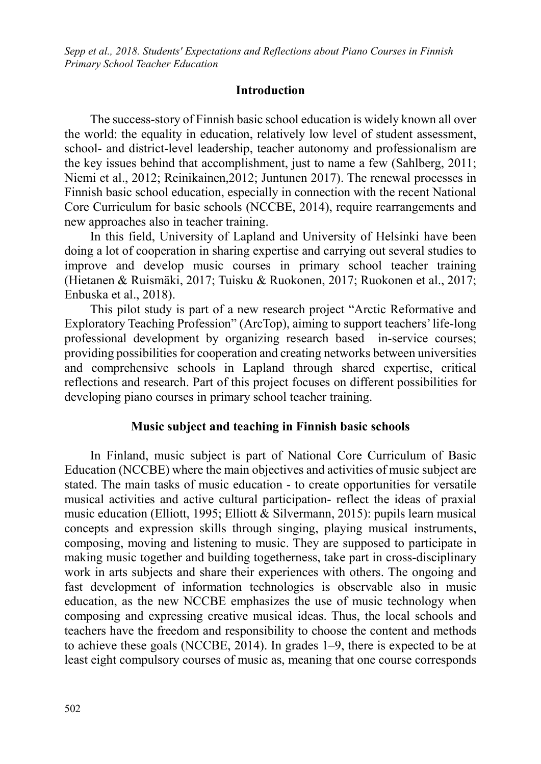## Introduction

The success-story of Finnish basic school education is widely known all over the world: the equality in education, relatively low level of student assessment, school- and district-level leadership, teacher autonomy and professionalism are the key issues behind that accomplishment, just to name a few (Sahlberg, 2011; Niemi et al., 2012; Reinikainen,2012; Juntunen 2017). The renewal processes in Finnish basic school education, especially in connection with the recent National Core Curriculum for basic schools (NCCBE, 2014), require rearrangements and new approaches also in teacher training.

In this field, University of Lapland and University of Helsinki have been doing a lot of cooperation in sharing expertise and carrying out several studies to improve and develop music courses in primary school teacher training (Hietanen & Ruismäki, 2017; Tuisku & Ruokonen, 2017; Ruokonen et al., 2017; Enbuska et al., 2018).

This pilot study is part of a new research project "Arctic Reformative and Exploratory Teaching Profession" (ArcTop), aiming to support teachers' life-long professional development by organizing research based in-service courses; providing possibilities for cooperation and creating networks between universities and comprehensive schools in Lapland through shared expertise, critical reflections and research. Part of this project focuses on different possibilities for developing piano courses in primary school teacher training.

## Music subject and teaching in Finnish basic schools

In Finland, music subject is part of National Core Curriculum of Basic Education (NCCBE) where the main objectives and activities of music subject are stated. The main tasks of music education - to create opportunities for versatile musical activities and active cultural participation- reflect the ideas of praxial music education (Elliott, 1995; Elliott & Silvermann, 2015): pupils learn musical concepts and expression skills through singing, playing musical instruments, composing, moving and listening to music. They are supposed to participate in making music together and building togetherness, take part in cross-disciplinary work in arts subjects and share their experiences with others. The ongoing and fast development of information technologies is observable also in music education, as the new NCCBE emphasizes the use of music technology when composing and expressing creative musical ideas. Thus, the local schools and teachers have the freedom and responsibility to choose the content and methods to achieve these goals (NCCBE, 2014). In grades 1–9, there is expected to be at least eight compulsory courses of music as, meaning that one course corresponds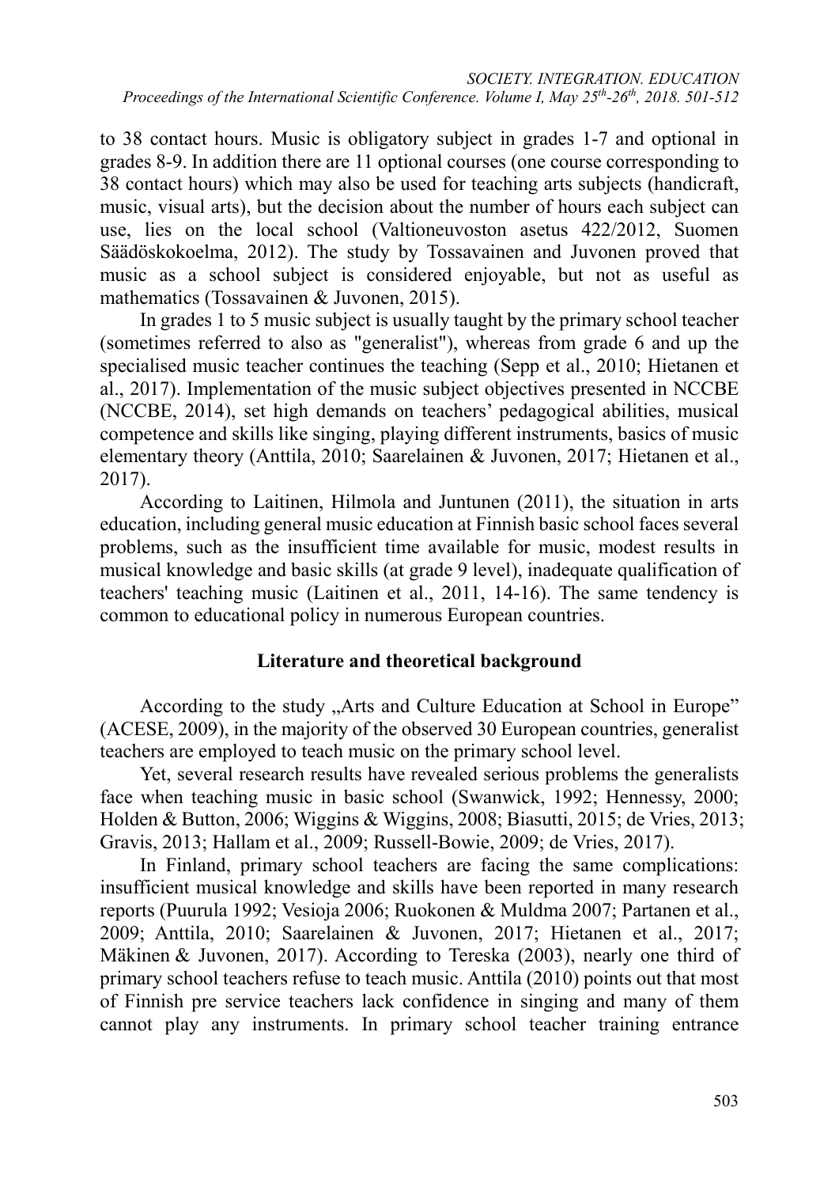to 38 contact hours. Music is obligatory subject in grades 1-7 and optional in grades 8-9. In addition there are 11 optional courses (one course corresponding to 38 contact hours) which may also be used for teaching arts subjects (handicraft, music, visual arts), but the decision about the number of hours each subject can use, lies on the local school (Valtioneuvoston asetus 422/2012, Suomen Säädöskokoelma, 2012). The study by Tossavainen and Juvonen proved that music as a school subject is considered enjoyable, but not as useful as mathematics (Tossavainen & Juvonen, 2015).

In grades 1 to 5 music subject is usually taught by the primary school teacher (sometimes referred to also as "generalist"), whereas from grade 6 and up the specialised music teacher continues the teaching (Sepp et al., 2010; Hietanen et al., 2017). Implementation of the music subject objectives presented in NCCBE (NCCBE, 2014), set high demands on teachers' pedagogical abilities, musical competence and skills like singing, playing different instruments, basics of music elementary theory (Anttila, 2010; Saarelainen & Juvonen, 2017; Hietanen et al., 2017).

According to Laitinen, Hilmola and Juntunen (2011), the situation in arts education, including general music education at Finnish basic school faces several problems, such as the insufficient time available for music, modest results in musical knowledge and basic skills (at grade 9 level), inadequate qualification of teachers' teaching music (Laitinen et al., 2011, 14-16). The same tendency is common to educational policy in numerous European countries.

## Literature and theoretical background

According to the study „Arts and Culture Education at School in Europe" (ACESE, 2009), in the majority of the observed 30 European countries, generalist teachers are employed to teach music on the primary school level.

Yet, several research results have revealed serious problems the generalists face when teaching music in basic school (Swanwick, 1992; Hennessy, 2000; Holden & Button, 2006; Wiggins & Wiggins, 2008; Biasutti, 2015; de Vries, 2013; Gravis, 2013; Hallam et al., 2009; Russell-Bowie, 2009; de Vries, 2017).

In Finland, primary school teachers are facing the same complications: insufficient musical knowledge and skills have been reported in many research reports (Puurula 1992; Vesioja 2006; Ruokonen & Muldma 2007; Partanen et al., 2009; Anttila, 2010; Saarelainen & Juvonen, 2017; Hietanen et al., 2017; Mäkinen & Juvonen, 2017). According to Tereska (2003), nearly one third of primary school teachers refuse to teach music. Anttila (2010) points out that most of Finnish pre service teachers lack confidence in singing and many of them cannot play any instruments. In primary school teacher training entrance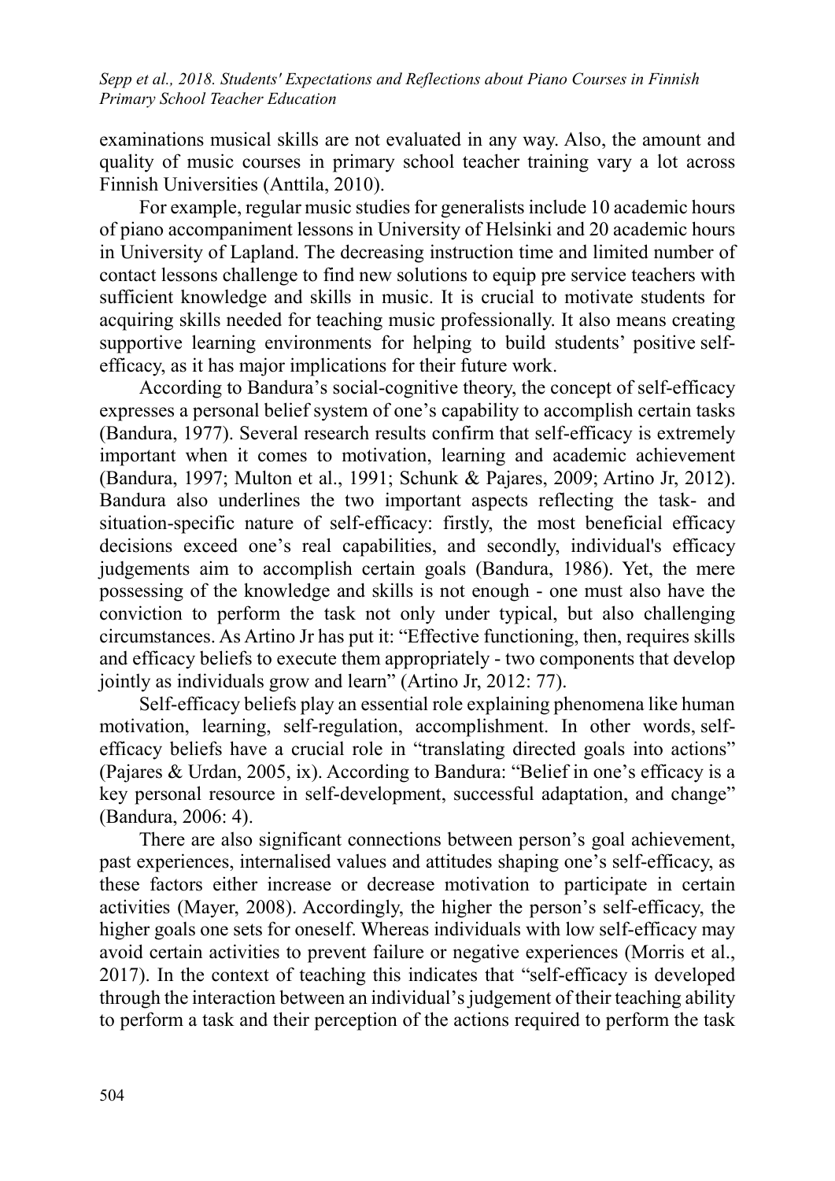examinations musical skills are not evaluated in any way. Also, the amount and quality of music courses in primary school teacher training vary a lot across Finnish Universities (Anttila, 2010).

For example, regular music studies for generalists include 10 academic hours of piano accompaniment lessons in University of Helsinki and 20 academic hours in University of Lapland. The decreasing instruction time and limited number of contact lessons challenge to find new solutions to equip pre service teachers with sufficient knowledge and skills in music. It is crucial to motivate students for acquiring skills needed for teaching music professionally. It also means creating supportive learning environments for helping to build students' positive self-efficacy, as it has major implications for their future work.

According to Bandura's social-cognitive theory, the concept of self-efficacy expresses a personal belief system of one's capability to accomplish certain tasks (Bandura, 1977). Several research results confirm that self-efficacy is extremely important when it comes to motivation, learning and academic achievement (Bandura, 1997; Multon et al., 1991; Schunk & Pajares, 2009; Artino Jr, 2012). Bandura also underlines the two important aspects reflecting the task- and situation-specific nature of self-efficacy: firstly, the most beneficial efficacy decisions exceed one's real capabilities, and secondly, individual's efficacy judgements aim to accomplish certain goals (Bandura, 1986). Yet, the mere possessing of the knowledge and skills is not enough - one must also have the conviction to perform the task not only under typical, but also challenging circumstances. As Artino Jr has put it: "Effective functioning, then, requires skills and efficacy beliefs to execute them appropriately - two components that develop jointly as individuals grow and learn" (Artino Jr, 2012: 77).

Self-efficacy beliefs play an essential role explaining phenomena like human motivation, learning, self-regulation, accomplishment. In other words, self-efficacy beliefs have a crucial role in "translating directed goals into actions" (Pajares & Urdan, 2005, ix). According to Bandura: "Belief in one's efficacy is a key personal resource in self-development, successful adaptation, and change" (Bandura, 2006: 4).

There are also significant connections between person's goal achievement, past experiences, internalised values and attitudes shaping one's self-efficacy, as these factors either increase or decrease motivation to participate in certain activities (Mayer, 2008). Accordingly, the higher the person's self-efficacy, the higher goals one sets for oneself. Whereas individuals with low self-efficacy may avoid certain activities to prevent failure or negative experiences (Morris et al., 2017). In the context of teaching this indicates that "self-efficacy is developed through the interaction between an individual's judgement of their teaching ability to perform a task and their perception of the actions required to perform the task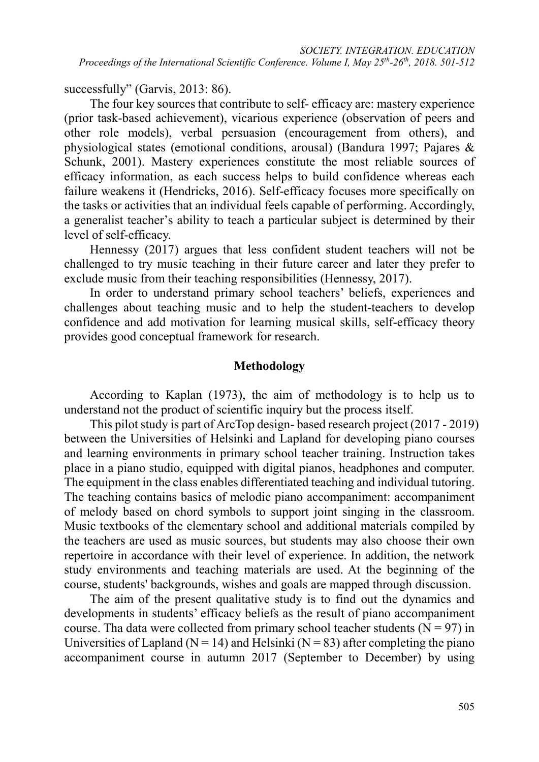successfully" (Garvis, 2013: 86).

The four key sources that contribute to self- efficacy are: mastery experience (prior task-based achievement), vicarious experience (observation of peers and other role models), verbal persuasion (encouragement from others), and physiological states (emotional conditions, arousal) (Bandura 1997; Pajares & Schunk, 2001). Mastery experiences constitute the most reliable sources of efficacy information, as each success helps to build confidence whereas each failure weakens it (Hendricks, 2016). Self-efficacy focuses more specifically on the tasks or activities that an individual feels capable of performing. Accordingly, a generalist teacher's ability to teach a particular subject is determined by their level of self-efficacy.

Hennessy (2017) argues that less confident student teachers will not be challenged to try music teaching in their future career and later they prefer to exclude music from their teaching responsibilities (Hennessy, 2017).

In order to understand primary school teachers' beliefs, experiences and challenges about teaching music and to help the student-teachers to develop confidence and add motivation for learning musical skills, self-efficacy theory provides good conceptual framework for research.

## Methodology

According to Kaplan (1973), the aim of methodology is to help us to understand not the product of scientific inquiry but the process itself.

This pilot study is part of ArcTop design- based research project (2017 - 2019) between the Universities of Helsinki and Lapland for developing piano courses and learning environments in primary school teacher training. Instruction takes place in a piano studio, equipped with digital pianos, headphones and computer. The equipment in the class enables differentiated teaching and individual tutoring. The teaching contains basics of melodic piano accompaniment: accompaniment of melody based on chord symbols to support joint singing in the classroom. Music textbooks of the elementary school and additional materials compiled by the teachers are used as music sources, but students may also choose their own repertoire in accordance with their level of experience. In addition, the network study environments and teaching materials are used. At the beginning of the course, students' backgrounds, wishes and goals are mapped through discussion.

The aim of the present qualitative study is to find out the dynamics and developments in students' efficacy beliefs as the result of piano accompaniment course. Tha data were collected from primary school teacher students ($N = 97$) in Universities of Lapland ($N = 14$) and Helsinki ($N = 83$) after completing the piano accompaniment course in autumn 2017 (September to December) by using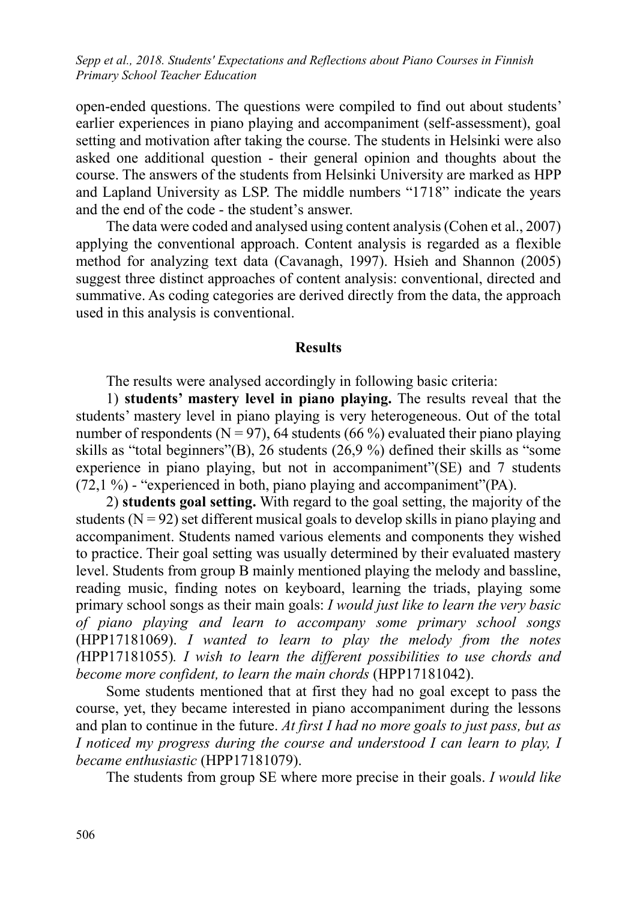open-ended questions. The questions were compiled to find out about students' earlier experiences in piano playing and accompaniment (self-assessment), goal setting and motivation after taking the course. The students in Helsinki were also asked one additional question - their general opinion and thoughts about the course. The answers of the students from Helsinki University are marked as HPP and Lapland University as LSP. The middle numbers "1718" indicate the years and the end of the code - the student's answer.

The data were coded and analysed using content analysis (Cohen et al., 2007) applying the conventional approach. Content analysis is regarded as a flexible method for analyzing text data (Cavanagh, 1997). Hsieh and Shannon (2005) suggest three distinct approaches of content analysis: conventional, directed and summative. As coding categories are derived directly from the data, the approach used in this analysis is conventional.

## Results

The results were analysed accordingly in following basic criteria:

1) **students' mastery level in piano playing.** The results reveal that the students' mastery level in piano playing is very heterogeneous. Out of the total number of respondents (N = 97), 64 students (66 %) evaluated their piano playing skills as "total beginners"(B), 26 students (26,9 %) defined their skills as "some experience in piano playing, but not in accompaniment"(SE) and 7 students (72,1 %) - "experienced in both, piano playing and accompaniment"(PA).

2) **students goal setting.** With regard to the goal setting, the majority of the students (N = 92) set different musical goals to develop skills in piano playing and accompaniment. Students named various elements and components they wished to practice. Their goal setting was usually determined by their evaluated mastery level. Students from group B mainly mentioned playing the melody and bassline, reading music, finding notes on keyboard, learning the triads, playing some primary school songs as their main goals: *I would just like to learn the very basic of piano playing and learn to accompany some primary school songs* (HPP17181069). *I wanted to learn to play the melody from the notes (*HPP17181055)*. I wish to learn the different possibilities to use chords and become more confident, to learn the main chords* (HPP17181042).

Some students mentioned that at first they had no goal except to pass the course, yet, they became interested in piano accompaniment during the lessons and plan to continue in the future. *At first I had no more goals to just pass, but as I noticed my progress during the course and understood I can learn to play, I became enthusiastic* (HPP17181079).

The students from group SE where more precise in their goals. *I would like*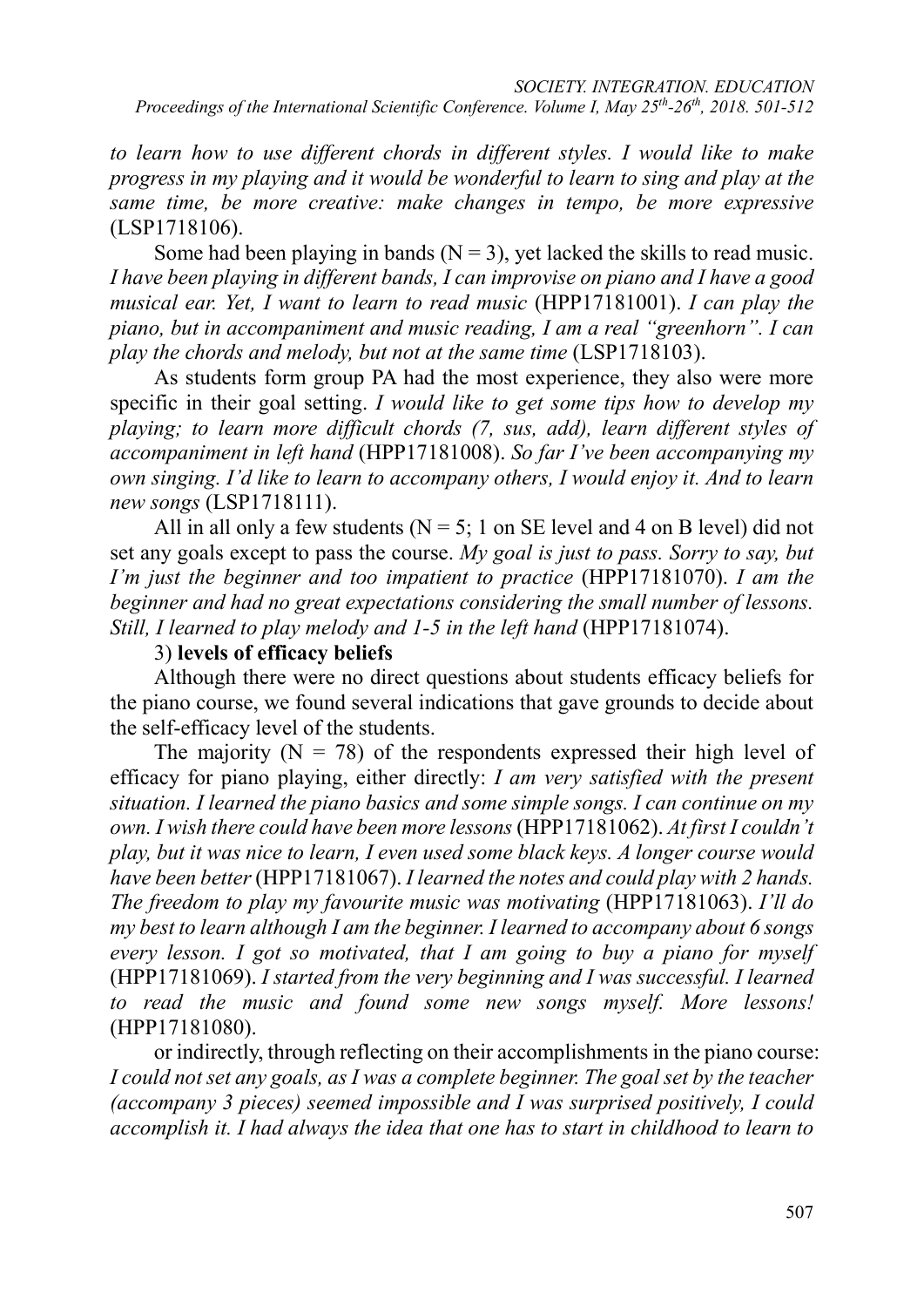*to learn how to use different chords in different styles. I would like to make progress in my playing and it would be wonderful to learn to sing and play at the same time, be more creative: make changes in tempo, be more expressive* (LSP1718106).

Some had been playing in bands ($N = 3$), yet lacked the skills to read music. *I have been playing in different bands, I can improvise on piano and I have a good musical ear. Yet, I want to learn to read music* (HPP17181001). *I can play the piano, but in accompaniment and music reading, I am a real "greenhorn". I can play the chords and melody, but not at the same time* (LSP1718103).

As students form group PA had the most experience, they also were more specific in their goal setting. *I would like to get some tips how to develop my playing; to learn more difficult chords (7, sus, add), learn different styles of accompaniment in left hand* (HPP17181008). *So far I've been accompanying my own singing. I'd like to learn to accompany others, I would enjoy it. And to learn new songs* (LSP1718111).

All in all only a few students ($N = 5$; 1 on SE level and 4 on B level) did not set any goals except to pass the course. *My goal is just to pass. Sorry to say, but I'm just the beginner and too impatient to practice* (HPP17181070). *I am the beginner and had no great expectations considering the small number of lessons. Still, I learned to play melody and 1-5 in the left hand* (HPP17181074).

3) **levels of efficacy beliefs**

Although there were no direct questions about students efficacy beliefs for the piano course, we found several indications that gave grounds to decide about the self-efficacy level of the students.

The majority ($N = 78$) of the respondents expressed their high level of efficacy for piano playing, either directly: *I am very satisfied with the present situation. I learned the piano basics and some simple songs. I can continue on my own. I wish there could have been more lessons* (HPP17181062). *At first I couldn't play, but it was nice to learn, I even used some black keys. A longer course would have been better* (HPP17181067). *I learned the notes and could play with 2 hands. The freedom to play my favourite music was motivating* (HPP17181063). *I'll do my best to learn although I am the beginner. I learned to accompany about 6 songs every lesson. I got so motivated, that I am going to buy a piano for myself* (HPP17181069). *I started from the very beginning and I was successful. I learned to read the music and found some new songs myself. More lessons!* (HPP17181080).

or indirectly, through reflecting on their accomplishments in the piano course: *I could not set any goals, as I was a complete beginner. The goal set by the teacher (accompany 3 pieces) seemed impossible and I was surprised positively, I could accomplish it. I had always the idea that one has to start in childhood to learn to*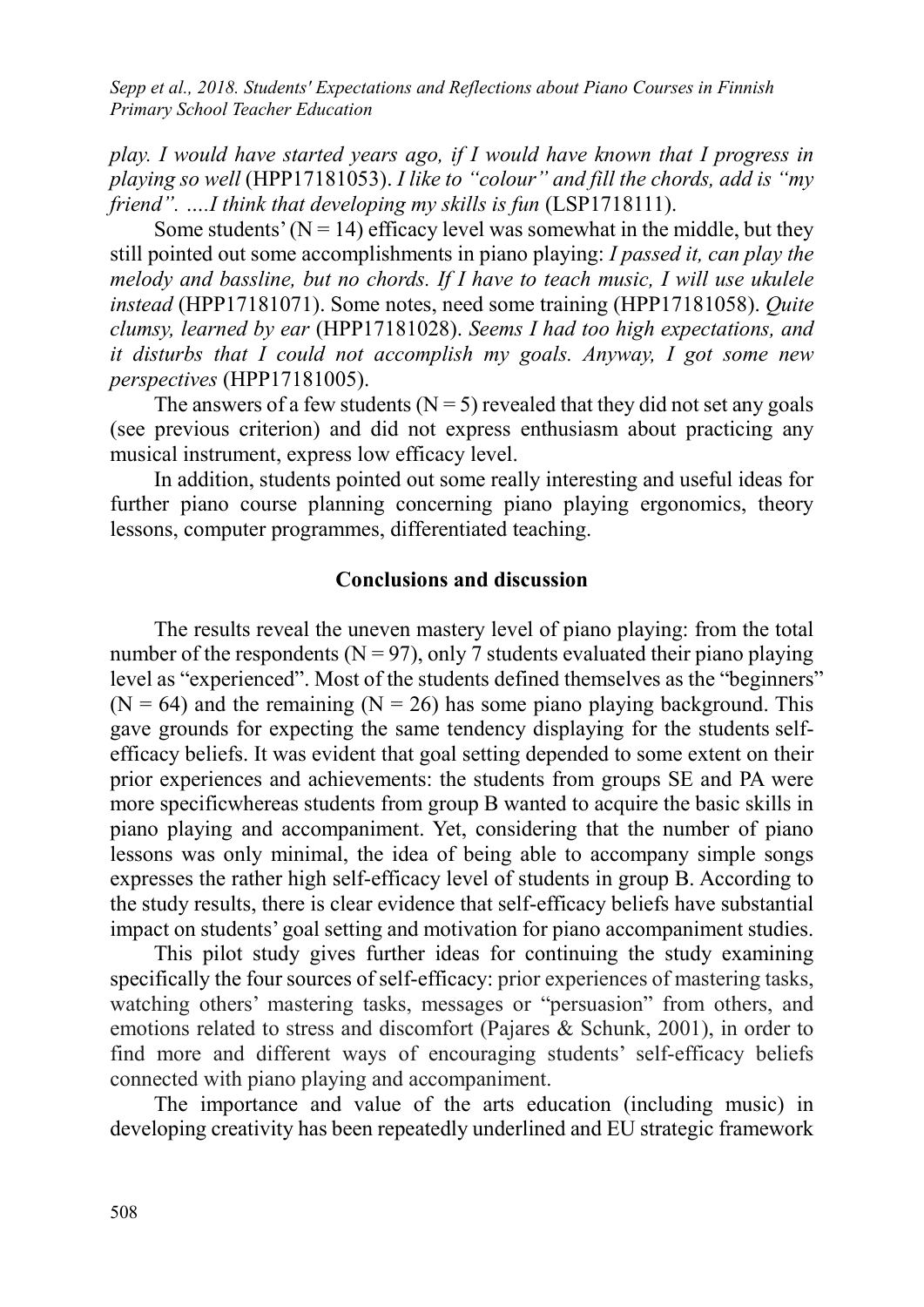*play. I would have started years ago, if I would have known that I progress in playing so well* (HPP17181053). *I like to "colour" and fill the chords, add is "my friend". ….I think that developing my skills is fun* (LSP1718111).

Some students' (N = 14) efficacy level was somewhat in the middle, but they still pointed out some accomplishments in piano playing: *I passed it, can play the melody and bassline, but no chords. If I have to teach music, I will use ukulele instead* (HPP17181071). Some notes, need some training (HPP17181058). *Quite clumsy, learned by ear* (HPP17181028). *Seems I had too high expectations, and it disturbs that I could not accomplish my goals. Anyway, I got some new perspectives* (HPP17181005).

The answers of a few students (N = 5) revealed that they did not set any goals (see previous criterion) and did not express enthusiasm about practicing any musical instrument, express low efficacy level.

In addition, students pointed out some really interesting and useful ideas for further piano course planning concerning piano playing ergonomics, theory lessons, computer programmes, differentiated teaching.

## Conclusions and discussion

The results reveal the uneven mastery level of piano playing: from the total number of the respondents (N = 97), only 7 students evaluated their piano playing level as "experienced". Most of the students defined themselves as the "beginners" (N = 64) and the remaining (N = 26) has some piano playing background. This gave grounds for expecting the same tendency displaying for the students self-efficacy beliefs. It was evident that goal setting depended to some extent on their prior experiences and achievements: the students from groups SE and PA were more specificwhereas students from group B wanted to acquire the basic skills in piano playing and accompaniment. Yet, considering that the number of piano lessons was only minimal, the idea of being able to accompany simple songs expresses the rather high self-efficacy level of students in group B. According to the study results, there is clear evidence that self-efficacy beliefs have substantial impact on students' goal setting and motivation for piano accompaniment studies.

This pilot study gives further ideas for continuing the study examining specifically the four sources of self-efficacy: prior experiences of mastering tasks, watching others' mastering tasks, messages or "persuasion" from others, and emotions related to stress and discomfort (Pajares & Schunk, 2001), in order to find more and different ways of encouraging students' self-efficacy beliefs connected with piano playing and accompaniment.

The importance and value of the arts education (including music) in developing creativity has been repeatedly underlined and EU strategic framework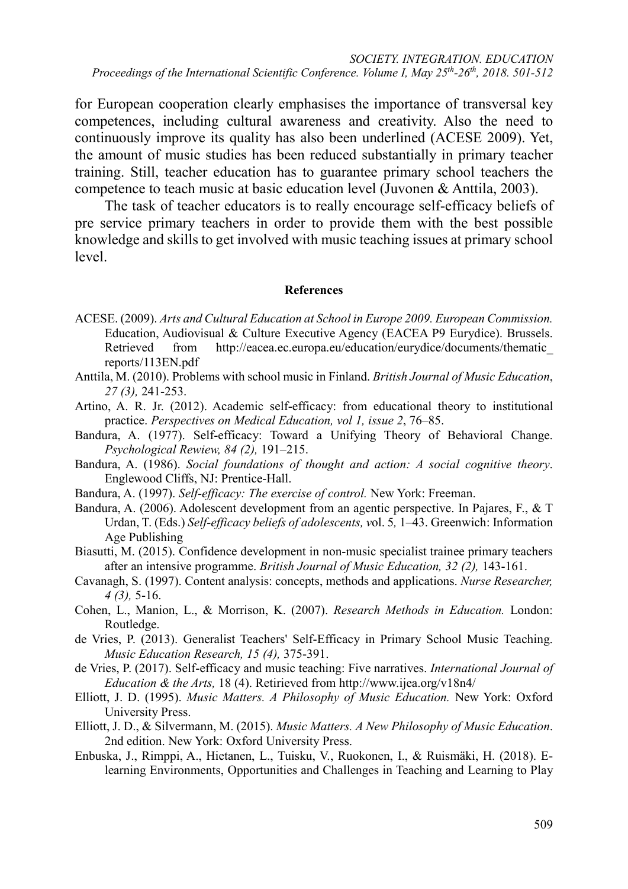for European cooperation clearly emphasises the importance of transversal key competences, including cultural awareness and creativity. Also the need to continuously improve its quality has also been underlined (ACESE 2009). Yet, the amount of music studies has been reduced substantially in primary teacher training. Still, teacher education has to guarantee primary school teachers the competence to teach music at basic education level (Juvonen & Anttila, 2003).

The task of teacher educators is to really encourage self-efficacy beliefs of pre service primary teachers in order to provide them with the best possible knowledge and skills to get involved with music teaching issues at primary school level.

## References

ACESE. (2009). *Arts and Cultural Education at School in Europe 2009. European Commission.* Education, Audiovisual & Culture Executive Agency (EACEA P9 Eurydice). Brussels. Retrieved from http://eacea.ec.europa.eu/education/eurydice/documents/thematic_reports/113EN.pdf

Anttila, M. (2010). Problems with school music in Finland. *British Journal of Music Education*, *27 (3),* 241-253.

Artino, A. R. Jr. (2012). Academic self-efficacy: from educational theory to institutional practice. *Perspectives on Medical Education, vol 1, issue 2*, 76–85.

Bandura, A. (1977). Self-efficacy: Toward a Unifying Theory of Behavioral Change. *Psychological Rewiew, 84 (2),* 191–215.

Bandura, A. (1986). *Social foundations of thought and action: A social cognitive theory*. Englewood Cliffs, NJ: Prentice-Hall.

Bandura, A. (1997). *Self-efficacy: The exercise of control.* New York: Freeman.

Bandura, A. (2006). Adolescent development from an agentic perspective. In Pajares, F., & T Urdan, T. (Eds.) *Self-efficacy beliefs of adolescents, v*ol. 5*,* 1–43. Greenwich: Information Age Publishing

Biasutti, M. (2015). Confidence development in non-music specialist trainee primary teachers after an intensive programme. *British Journal of Music Education, 32 (2),* 143-161.

Cavanagh, S. (1997). Content analysis: concepts, methods and applications. *Nurse Researcher, 4 (3),* 5-16.

Cohen, L., Manion, L., & Morrison, K. (2007). *Research Methods in Education.* London: Routledge.

de Vries, P. (2013). Generalist Teachers' Self-Efficacy in Primary School Music Teaching. *Music Education Research, 15 (4),* 375-391.

de Vries, P. (2017). Self-efficacy and music teaching: Five narratives. *International Journal of Education & the Arts,* 18 (4). Retirieved from http://www.ijea.org/v18n4/

Elliott, J. D. (1995). *Music Matters. A Philosophy of Music Education.* New York: Oxford University Press.

Elliott, J. D., & Silvermann, M. (2015). *Music Matters. A New Philosophy of Music Education*. 2nd edition. New York: Oxford University Press.

Enbuska, J., Rimppi, A., Hietanen, L., Tuisku, V., Ruokonen, I., & Ruismäki, H. (2018). E-learning Environments, Opportunities and Challenges in Teaching and Learning to Play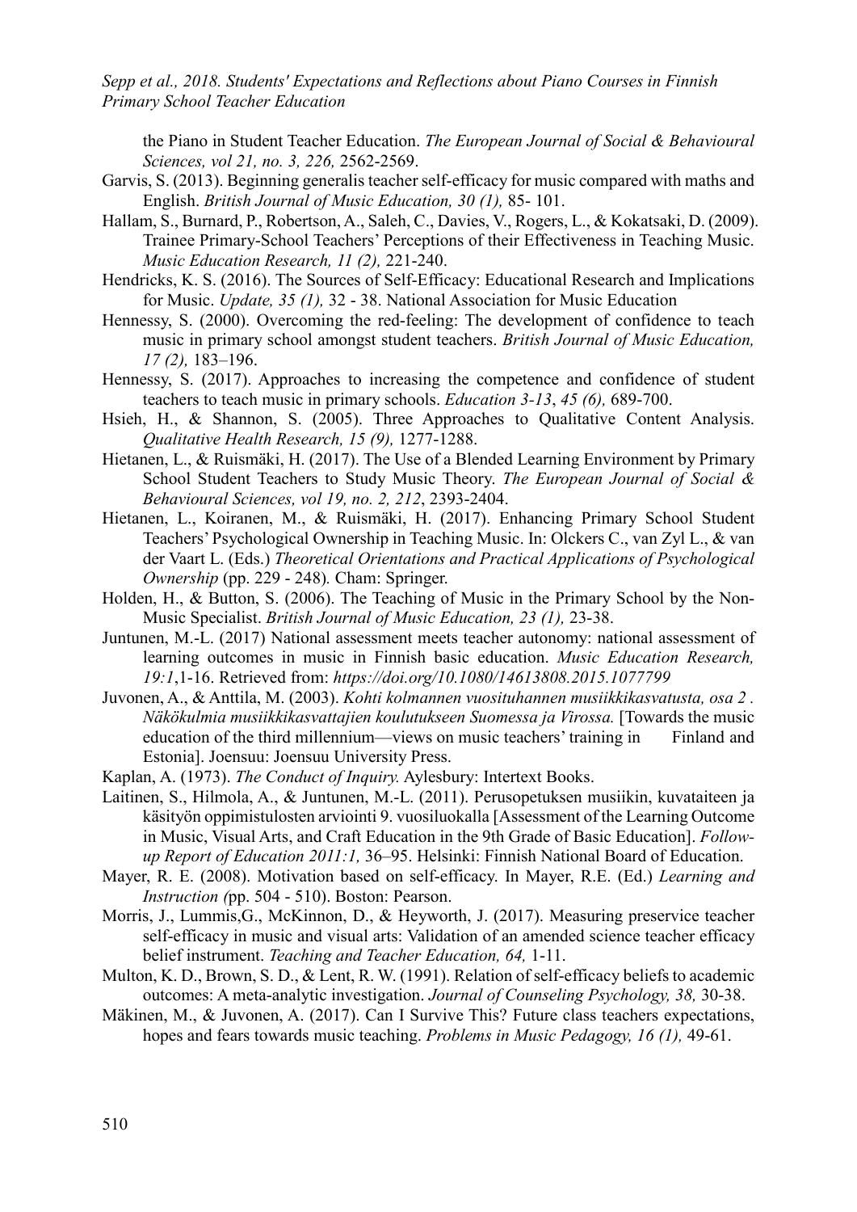the Piano in Student Teacher Education. *The European Journal of Social & Behavioural Sciences, vol 21, no. 3, 226,* 2562-2569.

Garvis, S. (2013). Beginning generalis teacher self-efficacy for music compared with maths and English. *British Journal of Music Education, 30 (1),* 85- 101.

Hallam, S., Burnard, P., Robertson, A., Saleh, C., Davies, V., Rogers, L., & Kokatsaki, D. (2009). Trainee Primary-School Teachers' Perceptions of their Effectiveness in Teaching Music. *Music Education Research, 11 (2),* 221-240.

Hendricks, K. S. (2016). The Sources of Self-Efficacy: Educational Research and Implications for Music. *Update, 35 (1),* 32 - 38. National Association for Music Education

Hennessy, S. (2000). Overcoming the red-feeling: The development of confidence to teach music in primary school amongst student teachers. *British Journal of Music Education, 17 (2),* 183–196.

Hennessy, S. (2017). Approaches to increasing the competence and confidence of student teachers to teach music in primary schools. *Education 3-13*, *45 (6),* 689-700.

Hsieh, H., & Shannon, S. (2005). Three Approaches to Qualitative Content Analysis. *Qualitative Health Research, 15 (9),* 1277-1288.

Hietanen, L., & Ruismäki, H. (2017). The Use of a Blended Learning Environment by Primary School Student Teachers to Study Music Theory. *The European Journal of Social & Behavioural Sciences, vol 19, no. 2, 212*, 2393-2404.

Hietanen, L., Koiranen, M., & Ruismäki, H. (2017). Enhancing Primary School Student Teachers' Psychological Ownership in Teaching Music. In: Olckers C., van Zyl L., & van der Vaart L. (Eds.) *Theoretical Orientations and Practical Applications of Psychological Ownership* (pp. 229 - 248)*.* Cham: Springer.

Holden, H., & Button, S. (2006). The Teaching of Music in the Primary School by the Non-Music Specialist. *British Journal of Music Education, 23 (1),* 23-38.

Juntunen, M.-L. (2017) National assessment meets teacher autonomy: national assessment of learning outcomes in music in Finnish basic education. *Music Education Research, 19:1*,1-16. Retrieved from: *https://doi.org/10.1080/14613808.2015.1077799*

Juvonen, A., & Anttila, M. (2003). *Kohti kolmannen vuosituhannen musiikkikasvatusta, osa 2 . Näkökulmia musiikkikasvattajien koulutukseen Suomessa ja Virossa.* [Towards the music education of the third millennium—views on music teachers' training in Finland and Estonia]. Joensuu: Joensuu University Press.

Kaplan, A. (1973). *The Conduct of Inquiry.* Aylesbury: Intertext Books.

Laitinen, S., Hilmola, A., & Juntunen, M.-L. (2011). Perusopetuksen musiikin, kuvataiteen ja käsityön oppimistulosten arviointi 9. vuosiluokalla [Assessment of the Learning Outcome in Music, Visual Arts, and Craft Education in the 9th Grade of Basic Education]. *Follow-up Report of Education 2011:1,* 36–95. Helsinki: Finnish National Board of Education.

Mayer, R. E. (2008). Motivation based on self-efficacy. In Mayer, R.E. (Ed.) *Learning and Instruction (*pp. 504 - 510). Boston: Pearson.

Morris, J., Lummis,G., McKinnon, D., & Heyworth, J. (2017). Measuring preservice teacher self-efficacy in music and visual arts: Validation of an amended science teacher efficacy belief instrument. *Teaching and Teacher Education, 64,* 1-11.

Multon, K. D., Brown, S. D., & Lent, R. W. (1991). Relation of self-efficacy beliefs to academic outcomes: A meta-analytic investigation. *Journal of Counseling Psychology, 38,* 30-38.

Mäkinen, M., & Juvonen, A. (2017). Can I Survive This? Future class teachers expectations, hopes and fears towards music teaching. *Problems in Music Pedagogy, 16 (1),* 49-61.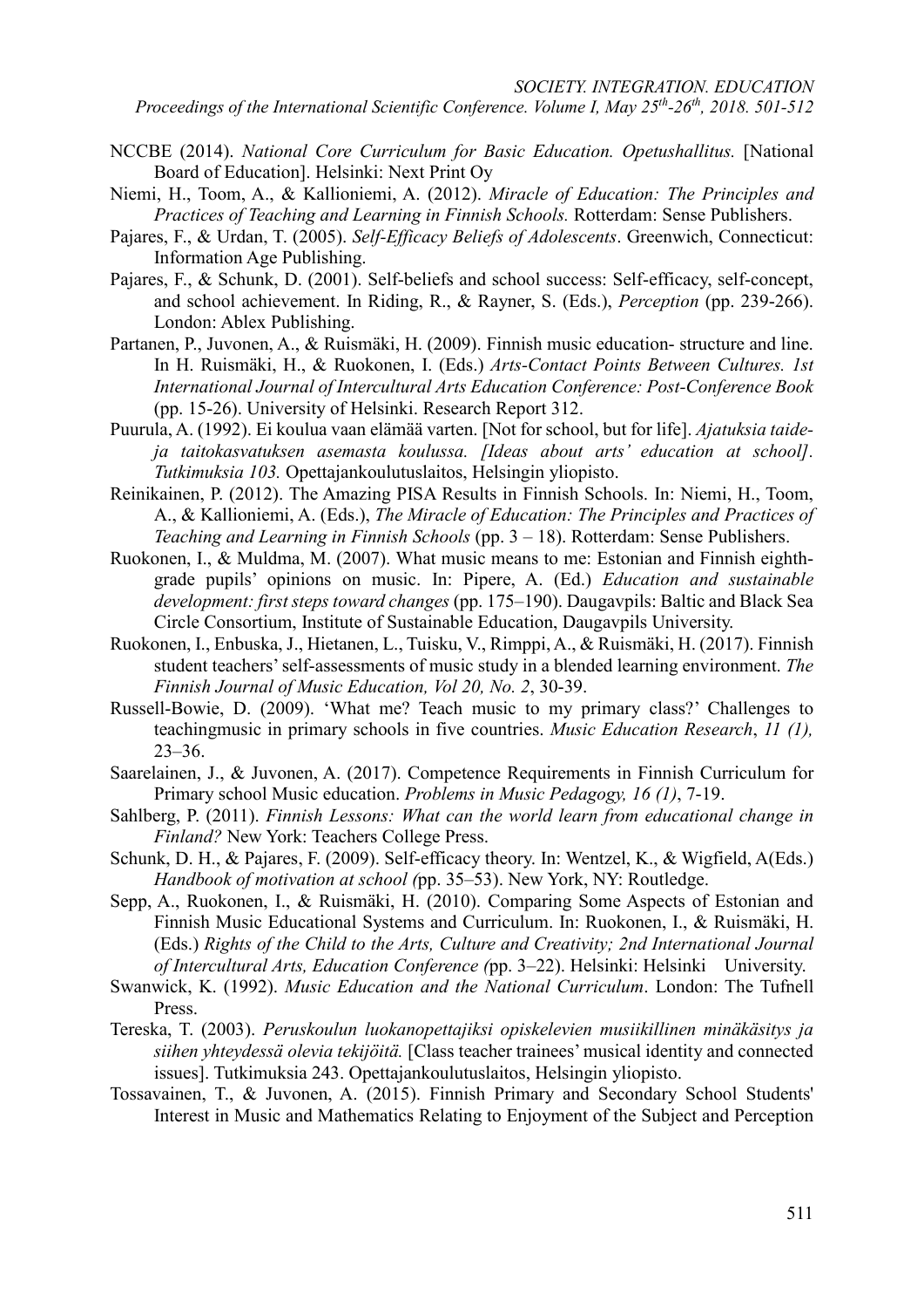NCCBE (2014). *National Core Curriculum for Basic Education. Opetushallitus.* [National Board of Education]. Helsinki: Next Print Oy

Niemi, H., Toom, A., & Kallioniemi, A. (2012). *Miracle of Education: The Principles and Practices of Teaching and Learning in Finnish Schools.* Rotterdam: Sense Publishers.

Pajares, F., & Urdan, T. (2005). *Self-Efficacy Beliefs of Adolescents*. Greenwich, Connecticut: Information Age Publishing.

Pajares, F., & Schunk, D. (2001). Self-beliefs and school success: Self-efficacy, self-concept, and school achievement. In Riding, R., & Rayner, S. (Eds.), *Perception* (pp. 239-266). London: Ablex Publishing.

Partanen, P., Juvonen, A., & Ruismäki, H. (2009). Finnish music education- structure and line. In H. Ruismäki, H., & Ruokonen, I. (Eds.) *Arts-Contact Points Between Cultures. 1st International Journal of Intercultural Arts Education Conference: Post-Conference Book* (pp. 15-26). University of Helsinki. Research Report 312.

Puurula, A. (1992). Ei koulua vaan elämää varten. [Not for school, but for life]. *Ajatuksia taide- ja taitokasvatuksen asemasta koulussa. [Ideas about arts' education at school]. Tutkimuksia 103.* Opettajankoulutuslaitos, Helsingin yliopisto.

Reinikainen, P. (2012). The Amazing PISA Results in Finnish Schools. In: Niemi, H., Toom, A., & Kallioniemi, A. (Eds.), *The Miracle of Education: The Principles and Practices of Teaching and Learning in Finnish Schools* (pp. 3 – 18). Rotterdam: Sense Publishers.

Ruokonen, I., & Muldma, M. (2007). What music means to me: Estonian and Finnish eighth-grade pupils' opinions on music. In: Pipere, A. (Ed.) *Education and sustainable development: first steps toward changes* (pp. 175–190). Daugavpils: Baltic and Black Sea Circle Consortium, Institute of Sustainable Education, Daugavpils University.

Ruokonen, I., Enbuska, J., Hietanen, L., Tuisku, V., Rimppi, A., & Ruismäki, H. (2017). Finnish student teachers' self-assessments of music study in a blended learning environment. *The Finnish Journal of Music Education, Vol 20, No. 2*, 30-39.

Russell-Bowie, D. (2009). 'What me? Teach music to my primary class?' Challenges to teachingmusic in primary schools in five countries. *Music Education Research*, *11 (1),* 23–36.

Saarelainen, J., & Juvonen, A. (2017). Competence Requirements in Finnish Curriculum for Primary school Music education. *Problems in Music Pedagogy, 16 (1)*, 7-19.

Sahlberg, P. (2011). *Finnish Lessons: What can the world learn from educational change in Finland?* New York: Teachers College Press.

Schunk, D. H., & Pajares, F. (2009). Self-efficacy theory. In: Wentzel, K., & Wigfield, A(Eds.) *Handbook of motivation at school (*pp. 35–53). New York, NY: Routledge.

Sepp, A., Ruokonen, I., & Ruismäki, H. (2010). Comparing Some Aspects of Estonian and Finnish Music Educational Systems and Curriculum. In: Ruokonen, I., & Ruismäki, H. (Eds.) *Rights of the Child to the Arts, Culture and Creativity; 2nd International Journal of Intercultural Arts, Education Conference (*pp. 3–22). Helsinki: Helsinki University.

Swanwick, K. (1992). *Music Education and the National Curriculum*. London: The Tufnell Press.

Tereska, T. (2003). *Peruskoulun luokanopettajiksi opiskelevien musiikillinen minäkäsitys ja siihen yhteydessä olevia tekijöitä.* [Class teacher trainees' musical identity and connected issues]. Tutkimuksia 243. Opettajankoulutuslaitos, Helsingin yliopisto.

Tossavainen, T., & Juvonen, A. (2015). Finnish Primary and Secondary School Students' Interest in Music and Mathematics Relating to Enjoyment of the Subject and Perception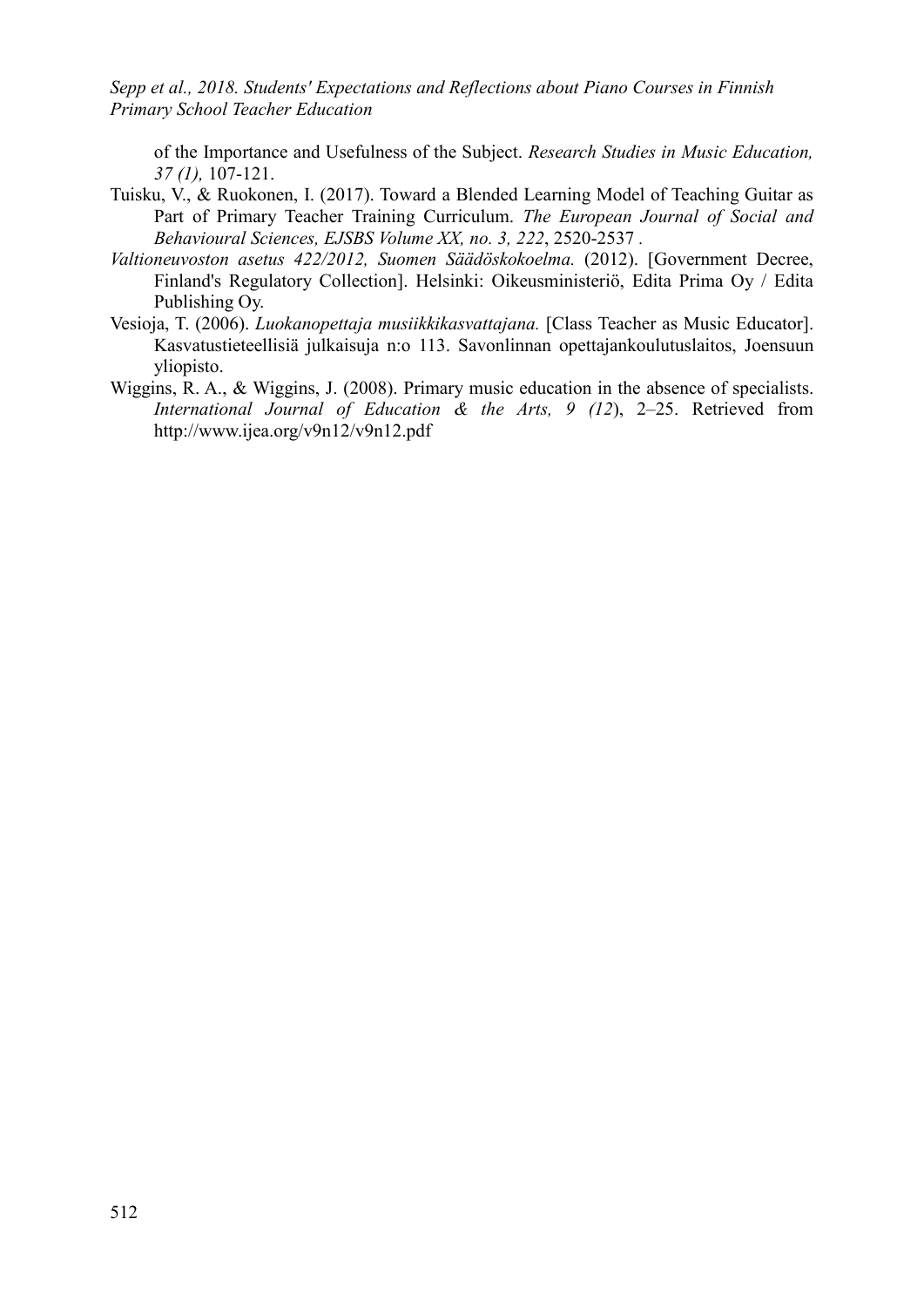of the Importance and Usefulness of the Subject. *Research Studies in Music Education, 37 (1),* 107-121.

Tuisku, V., & Ruokonen, I. (2017). Toward a Blended Learning Model of Teaching Guitar as Part of Primary Teacher Training Curriculum. *The European Journal of Social and Behavioural Sciences, EJSBS Volume XX, no. 3, 222*, 2520-2537 .

*Valtioneuvoston asetus 422/2012, Suomen Säädöskokoelma.* (2012). [Government Decree, Finland's Regulatory Collection]. Helsinki: Oikeusministeriö, Edita Prima Oy / Edita Publishing Oy.

Vesioja, T. (2006). *Luokanopettaja musiikkikasvattajana.* [Class Teacher as Music Educator]. Kasvatustieteellisiä julkaisuja n:o 113. Savonlinnan opettajankoulutuslaitos, Joensuun yliopisto.

Wiggins, R. A., & Wiggins, J. (2008). Primary music education in the absence of specialists. *International Journal of Education & the Arts, 9 (12*), 2–25. Retrieved from http://www.ijea.org/v9n12/v9n12.pdf